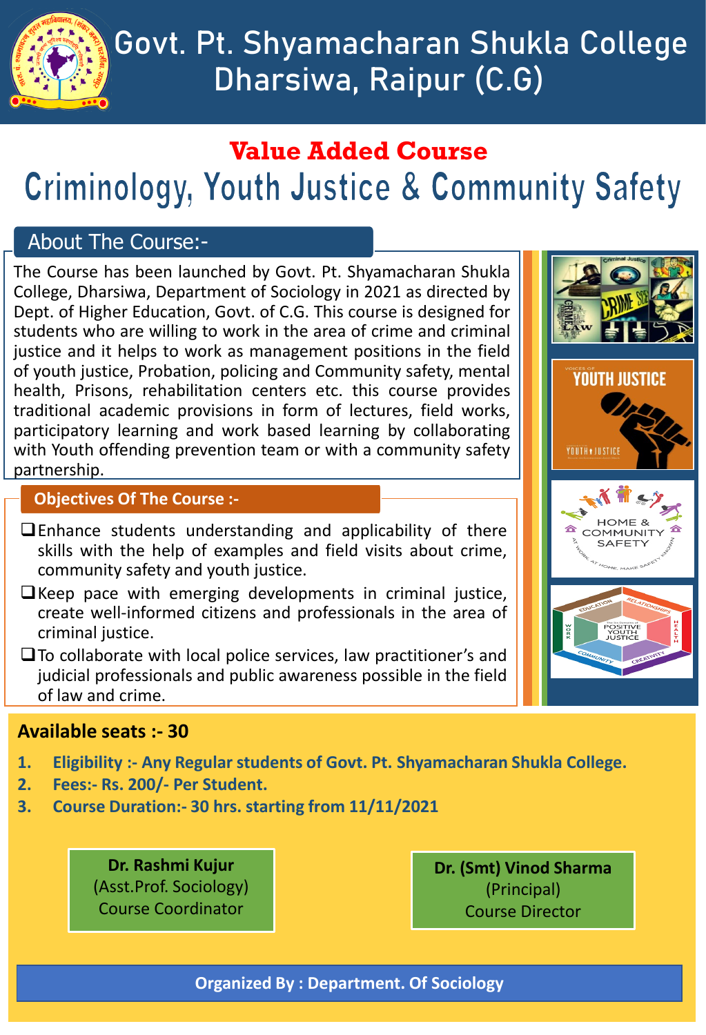# Govt. Pt. Shyamacharan Shukla College Dharsiwa, Raipur (C.G)

## Value Added Course

# Criminology, Youth Justice & Community Safety

### About The Course:-

The Course has been launched by Govt. Pt. Shyamacharan Shukla College, Dharsiwa, Department of Sociology in 2021 as directed by Dept. of Higher Education, Govt. of C.G. This course is designed for students who are willing to work in the area of crime and criminal justice and it helps to work as management positions in the field of youth justice, Probation, policing and Community safety, mental health, Prisons, rehabilitation centers etc. this course provides traditional academic provisions in form of lectures, field works, participatory learning and work based learning by collaborating with Youth offending prevention team or with a community safety partnership.

### Objectives Of The Course :-

- Enhance students understanding and applicability of there skills with the help of examples and field visits about crime, community safety and youth justice.
- Keep pace with emerging developments in criminal justice, create well-informed citizens and professionals in the area of criminal justice.
- To collaborate with local police services, law practitioner's and judicial professionals and public awareness possible in the field of law and crime.

**Available seats :- 30**

1. **Eligibility :- Any Regular students of Govt. Pt. Shyamacharan Shukla College.**
2. **Fees:- Rs. 200/- Per Student.**
3. **Course Duration:- 30 hrs. starting from 11/11/2021**

**Dr. Rashmi Kujur**
(Asst.Prof. Sociology)
Course Coordinator

**Dr. (Smt) Vinod Sharma**
(Principal)
Course Director

**Organized By : Department. Of Sociology**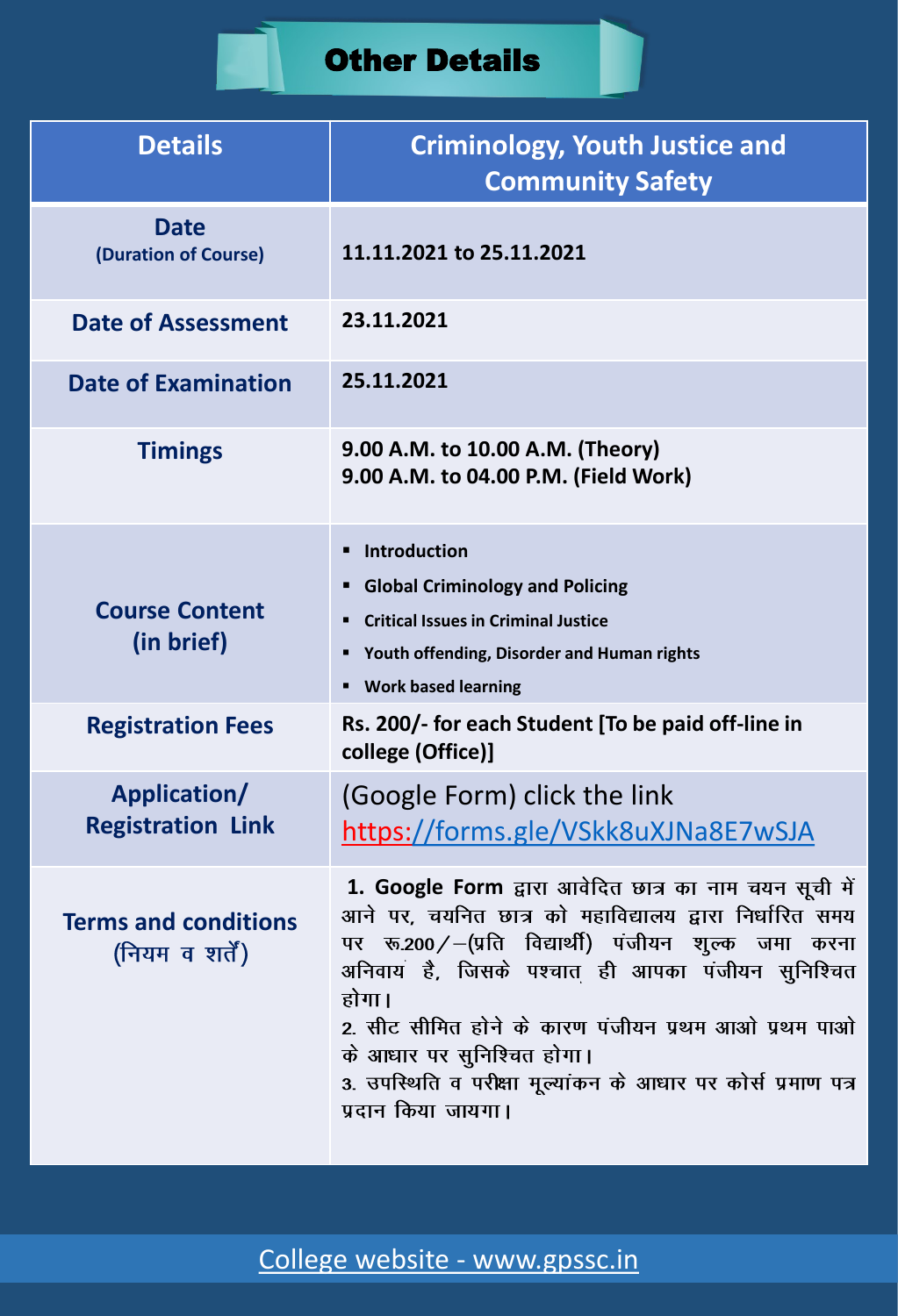## Other Details

| Details | Criminology, Youth Justice and Community Safety |
| --- | --- |
| **Date** (Duration of Course) | **11.11.2021 to 25.11.2021** |
| **Date of Assessment** | **23.11.2021** |
| **Date of Examination** | **25.11.2021** |
| **Timings** | **9.00 A.M. to 10.00 A.M. (Theory)**<br>**9.00 A.M. to 04.00 P.M. (Field Work)** |
| **Course Content (in brief)** | ▪ **Introduction**<br>▪ **Global Criminology and Policing**<br>▪ **Critical Issues in Criminal Justice**<br>▪ **Youth offending, Disorder and Human rights**<br>▪ **Work based learning** |
| **Registration Fees** | **Rs. 200/- for each Student [To be paid off-line in college (Office)]** |
| **Application/ Registration Link** | (Google Form) click the link https://forms.gle/VSkk8uXJNa8E7wSJA |
| **Terms and conditions (नियम व शर्तें)** | **1. Google Form** द्वारा आवेदित छात्र का नाम चयन सूची में आने पर, चयनित छात्र को महाविद्यालय द्वारा निर्धारित समय पर रू.200/–(प्रति विद्यार्थी) पंजीयन शुल्क जमा करना अनिवार्य है, जिसके पश्चात् ही आपका पंजीयन सुनिश्चित होगा।<br>2. सीट सीमित होने के कारण पंजीयन प्रथम आओ प्रथम पाओ के आधार पर सुनिश्चित होगा।<br>3. उपस्थिति व परीक्षा मूल्यांकन के आधार पर कोर्स प्रमाण पत्र प्रदान किया जायगा। |

College website - www.gpssc.in